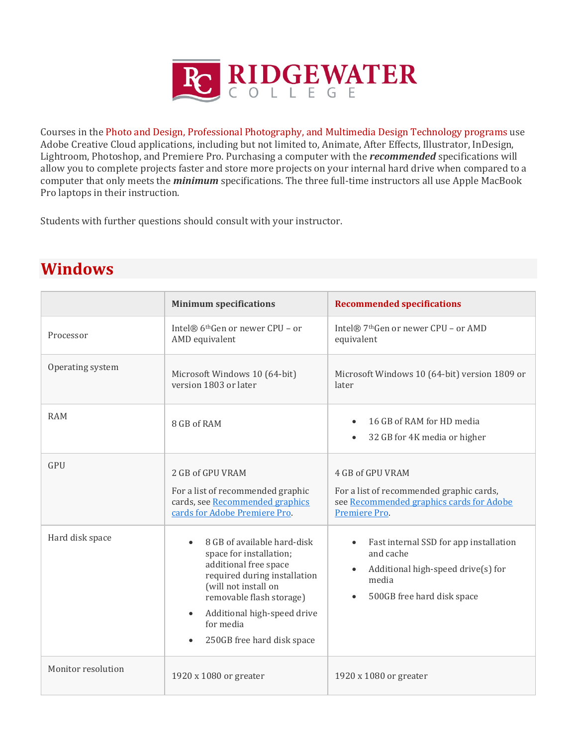# RIDGEWATER COLLEGE

Courses in the Photo and Design, Professional Photography, and Multimedia Design Technology programs use Adobe Creative Cloud applications, including but not limited to, Animate, After Effects, Illustrator, InDesign, Lightroom, Photoshop, and Premiere Pro. Purchasing a computer with the ***recommended*** specifications will allow you to complete projects faster and store more projects on your internal hard drive when compared to a computer that only meets the ***minimum*** specifications. The three full-time instructors all use Apple MacBook Pro laptops in their instruction.

Students with further questions should consult with your instructor.

## Windows

| | **Minimum specifications** | **Recommended specifications** |
|---|---|---|
| Processor | Intel® 6thGen or newer CPU – or AMD equivalent | Intel® 7thGen or newer CPU – or AMD equivalent |
| Operating system | Microsoft Windows 10 (64-bit) version 1803 or later | Microsoft Windows 10 (64-bit) version 1809 or later |
| RAM | 8 GB of RAM | • 16 GB of RAM for HD media<br>• 32 GB for 4K media or higher |
| GPU | 2 GB of GPU VRAM<br><br>For a list of recommended graphic cards, see Recommended graphics cards for Adobe Premiere Pro. | 4 GB of GPU VRAM<br><br>For a list of recommended graphic cards, see Recommended graphics cards for Adobe Premiere Pro. |
| Hard disk space | • 8 GB of available hard-disk space for installation; additional free space required during installation (will not install on removable flash storage)<br>• Additional high-speed drive for media<br>• 250GB free hard disk space | • Fast internal SSD for app installation and cache<br>• Additional high-speed drive(s) for media<br>• 500GB free hard disk space |
| Monitor resolution | 1920 x 1080 or greater | 1920 x 1080 or greater |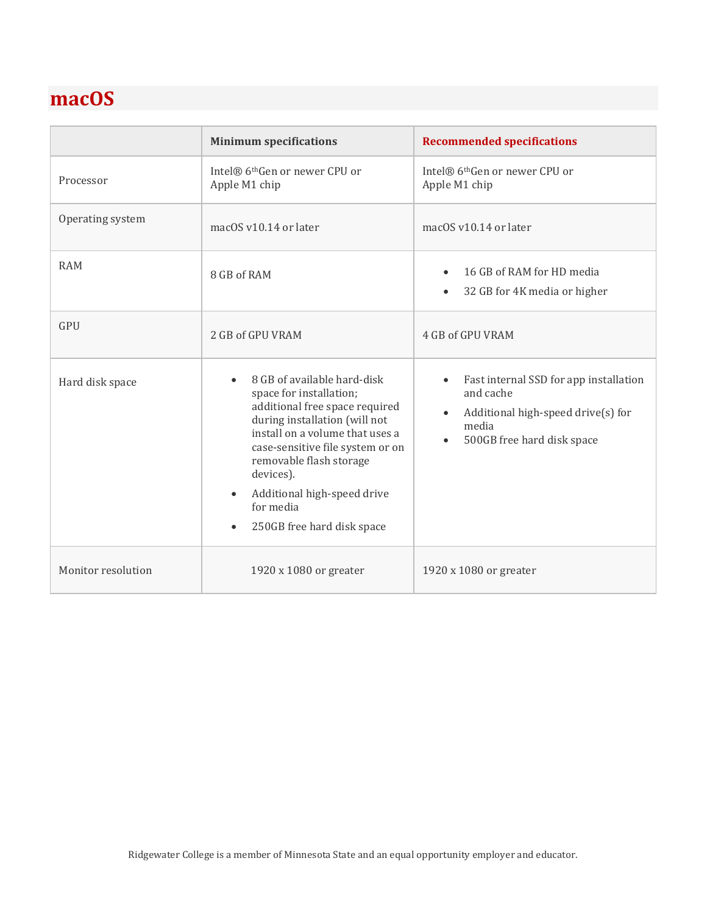## macOS

| | Minimum specifications | Recommended specifications |
|---|---|---|
| Processor | Intel® 6thGen or newer CPU or Apple M1 chip | Intel® 6thGen or newer CPU or Apple M1 chip |
| Operating system | macOS v10.14 or later | macOS v10.14 or later |
| RAM | 8 GB of RAM | • 16 GB of RAM for HD media<br>• 32 GB for 4K media or higher |
| GPU | 2 GB of GPU VRAM | 4 GB of GPU VRAM |
| Hard disk space | • 8 GB of available hard-disk space for installation; additional free space required during installation (will not install on a volume that uses a case-sensitive file system or on removable flash storage devices).<br>• Additional high-speed drive for media<br>• 250GB free hard disk space | • Fast internal SSD for app installation and cache<br>• Additional high-speed drive(s) for media<br>• 500GB free hard disk space |
| Monitor resolution | 1920 x 1080 or greater | 1920 x 1080 or greater |

Ridgewater College is a member of Minnesota State and an equal opportunity employer and educator.